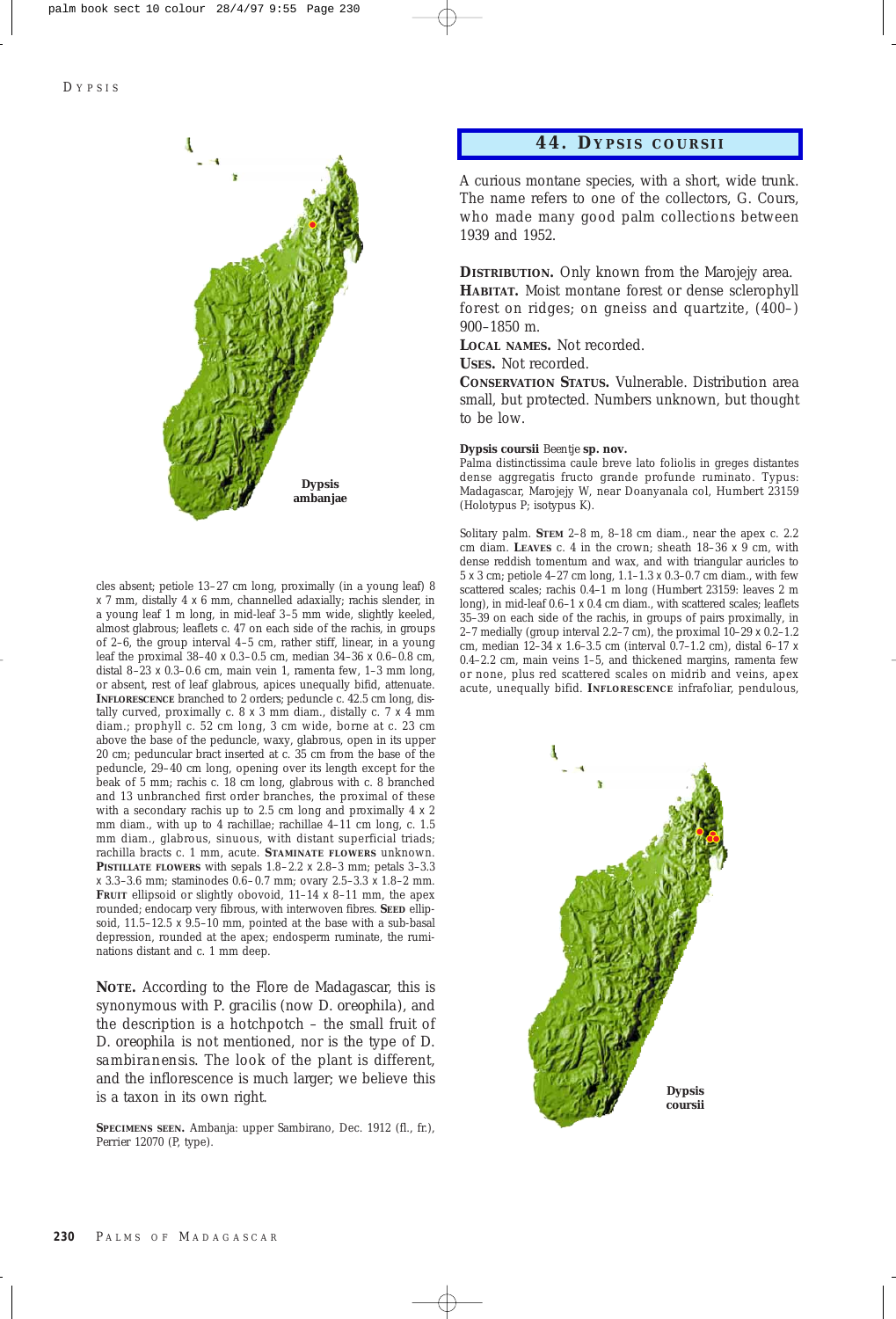cles absent; petiole 13–27 cm long, proximally (in a young leaf) 8 x 7 mm, distally 4 x 6 mm, channelled adaxially; rachis slender, in a young leaf 1 m long, in mid-leaf 3–5 mm wide, slightly keeled, almost glabrous; leaflets c. 47 on each side of the rachis, in groups of 2–6, the group interval 4–5 cm, rather stiff, linear, in a young leaf the proximal 38–40 x 0.3–0.5 cm, median 34–36 x 0.6–0.8 cm, distal 8–23 x 0.3–0.6 cm, main vein 1, ramenta few, 1–3 mm long, or absent, rest of leaf glabrous, apices unequally bifid, attenuate. **INFLORESCENCE** branched to 2 orders; peduncle c. 42.5 cm long, distally curved, proximally c. 8 x 3 mm diam., distally c. 7 x 4 mm diam.; prophyll c. 52 cm long, 3 cm wide, borne at c. 23 cm above the base of the peduncle, waxy, glabrous, open in its upper 20 cm; peduncular bract inserted at c. 35 cm from the base of the peduncle, 29–40 cm long, opening over its length except for the beak of 5 mm; rachis c. 18 cm long, glabrous with c. 8 branched and 13 unbranched first order branches, the proximal of these with a secondary rachis up to 2.5 cm long and proximally 4 x 2 mm diam., with up to 4 rachillae; rachillae 4–11 cm long, c. 1.5 mm diam., glabrous, sinuous, with distant superficial triads; rachilla bracts c. 1 mm, acute. **STAMINATE FLOWERS** unknown. **PISTILLATE FLOWERS** with sepals 1.8–2.2 x 2.8–3 mm; petals 3–3.3 x 3.3–3.6 mm; staminodes 0.6–0.7 mm; ovary 2.5–3.3 x 1.8–2 mm. **FRUIT** ellipsoid or slightly obovoid, 11–14 x 8–11 mm, the apex rounded; endocarp very fibrous, with interwoven fibres. **SEED** ellipsoid, 11.5–12.5 x 9.5–10 mm, pointed at the base with a sub-basal depression, rounded at the apex; endosperm ruminate, the ruminations distant and c. 1 mm deep.

**NOTE.** According to the Flore de Madagascar, this is synonymous with *P. gracilis* (now *D. oreophila*), and the description is a hotchpotch – the small fruit of *D. oreophila* is not mentioned, nor is the type of *D. sambiranensis*. The look of the plant is different, and the inflorescence is much larger; we believe this is a taxon in its own right.

**SPECIMENS SEEN.** Ambanja: upper Sambirano, Dec. 1912 (fl., fr.), Perrier 12070 (P, type).

**Dypsis ambanjae**

## 44. DYPSIS COURSII

A curious montane species, with a short, wide trunk. The name refers to one of the collectors, G. Cours, who made many good palm collections between 1939 and 1952.

**DISTRIBUTION.** Only known from the Marojejy area.
**HABITAT.** Moist montane forest or dense sclerophyll forest on ridges; on gneiss and quartzite, (400–) 900–1850 m.
**LOCAL NAMES.** Not recorded.
**USES.** Not recorded.
**CONSERVATION STATUS.** Vulnerable. Distribution area small, but protected. Numbers unknown, but thought to be low.

**Dypsis coursii** Beentje **sp. nov.**
Palma distinctissima caule breve lato foliolis in greges distantes dense aggregatis fructo grande profunde ruminato. Typus: Madagascar, Marojejy W, near Doanyanala col, Humbert 23159 (Holotypus P; isotypus K).

Solitary palm. **STEM** 2–8 m, 8–18 cm diam., near the apex c. 2.2 cm diam. **LEAVES** c. 4 in the crown; sheath 18–36 x 9 cm, with dense reddish tomentum and wax, and with triangular auricles to 5 x 3 cm; petiole 4–27 cm long, 1.1–1.3 x 0.3–0.7 cm diam., with few scattered scales; rachis 0.4–1 m long (Humbert 23159: leaves 2 m long), in mid-leaf 0.6–1 x 0.4 cm diam., with scattered scales; leaflets 35–39 on each side of the rachis, in groups of pairs proximally, in 2–7 medially (group interval 2.2–7 cm), the proximal 10–29 x 0.2–1.2 cm, median 12–34 x 1.6–3.5 cm (interval 0.7–1.2 cm), distal 6–17 x 0.4–2.2 cm, main veins 1–5, and thickened margins, ramenta few or none, plus red scattered scales on midrib and veins, apex acute, unequally bifid. **INFLORESCENCE** infrafoliar, pendulous,

**Dypsis coursii**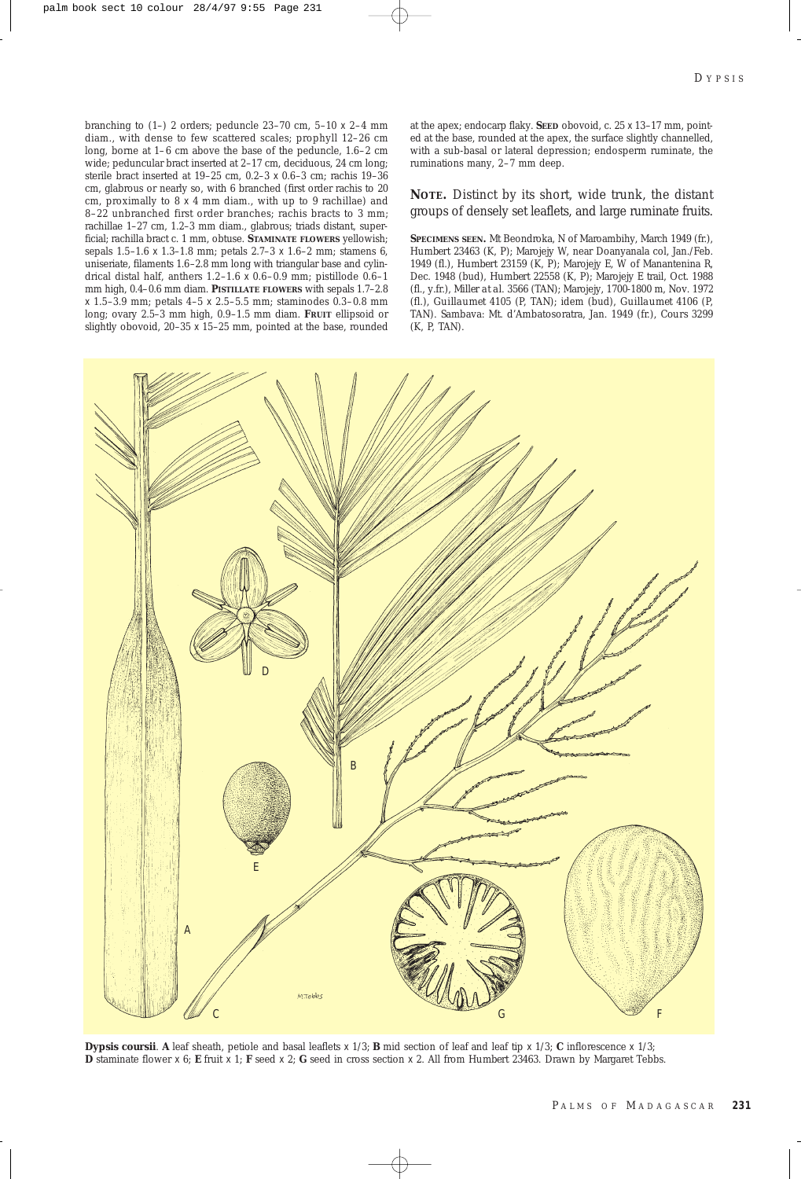branching to (1–) 2 orders; peduncle 23–70 cm, 5–10 x 2–4 mm diam., with dense to few scattered scales; prophyll 12–26 cm long, borne at 1–6 cm above the base of the peduncle, 1.6–2 cm wide; peduncular bract inserted at 2–17 cm, deciduous, 24 cm long; sterile bract inserted at 19–25 cm, 0.2–3 x 0.6–3 cm; rachis 19–36 cm, glabrous or nearly so, with 6 branched (first order rachis to 20 cm, proximally to 8 x 4 mm diam., with up to 9 rachillae) and 8–22 unbranched first order branches; rachis bracts to 3 mm; rachillae 1–27 cm, 1.2–3 mm diam., glabrous; triads distant, superficial; rachilla bract c. 1 mm, obtuse. **STAMINATE FLOWERS** yellowish; sepals 1.5–1.6 x 1.3–1.8 mm; petals 2.7–3 x 1.6–2 mm; stamens 6, uniseriate, filaments 1.6–2.8 mm long with triangular base and cylindrical distal half, anthers 1.2–1.6 x 0.6–0.9 mm; pistillode 0.6–1 mm high, 0.4–0.6 mm diam. **PISTILLATE FLOWERS** with sepals 1.7–2.8 x 1.5–3.9 mm; petals 4–5 x 2.5–5.5 mm; staminodes 0.3–0.8 mm long; ovary 2.5–3 mm high, 0.9–1.5 mm diam. **FRUIT** ellipsoid or slightly obovoid, 20–35 x 15–25 mm, pointed at the base, rounded at the apex; endocarp flaky. **SEED** obovoid, c. 25 x 13–17 mm, pointed at the base, rounded at the apex, the surface slightly channelled, with a sub-basal or lateral depression; endosperm ruminate, the ruminations many, 2–7 mm deep.

**NOTE.** Distinct by its short, wide trunk, the distant groups of densely set leaflets, and large ruminate fruits.

**SPECIMENS SEEN.** Mt Beondroka, N of Maroambihy, March 1949 (fr.), Humbert 23463 (K, P); Marojejy W, near Doanyanala col, Jan./Feb. 1949 (fl.), Humbert 23159 (K, P); Marojejy E, W of Manantenina R, Dec. 1948 (bud), Humbert 22558 (K, P); Marojejy E trail, Oct. 1988 (fl., y.fr.), Miller at al. 3566 (TAN); Marojejy, 1700-1800 m, Nov. 1972 (fl.), Guillaumet 4105 (P, TAN); idem (bud), Guillaumet 4106 (P, TAN). Sambava: Mt. d'Ambatosoratra, Jan. 1949 (fr.), Cours 3299 (K, P, TAN).

**Dypsis coursii**. **A** leaf sheath, petiole and basal leaflets x 1/3; **B** mid section of leaf and leaf tip x 1/3; **C** inflorescence x 1/3; **D** staminate flower x 6; **E** fruit x 1; **F** seed x 2; **G** seed in cross section x 2. All from Humbert 23463. Drawn by Margaret Tebbs.